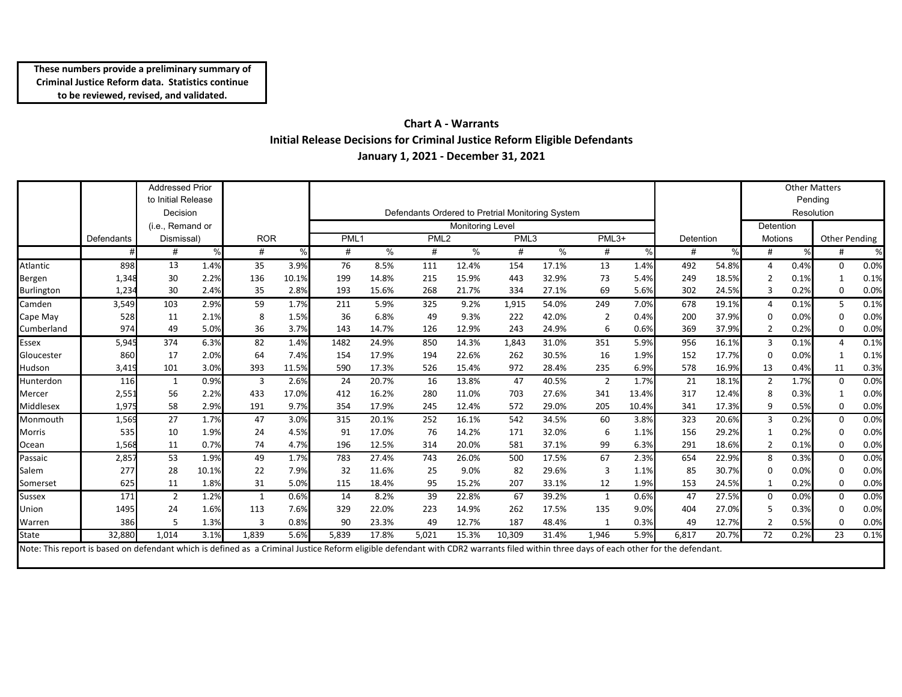**These numbers provide a preliminary summary of Criminal Justice Reform data. Statistics continue to be reviewed, revised, and validated.**

## Chart A - Warrants
## Initial Release Decisions for Criminal Justice Reform Eligible Defendants
## January 1, 2021 - December 31, 2021

| | Defendants | Addressed Prior to Initial Release Decision (i.e., Remand or Dismissal) | | ROR | | Defendants Ordered to Pretrial Monitoring System - Monitoring Level | | | | | | | | | | Detention | | Other Matters Pending Resolution | | | |
|---|---|---|---|---|---|---|---|---|---|---|---|---|---|---|---|---|---|---|---|---|---|
| | | | | | | PML1 | | PML2 | | PML3 | | PML3+ | | | | | | Detention Motions | | Other Pending | |
| | # | # | % | # | % | # | % | # | % | # | % | # | % | | | # | % | # | % | # | % |
| Atlantic | 898 | 13 | 1.4% | 35 | 3.9% | 76 | 8.5% | 111 | 12.4% | 154 | 17.1% | 13 | 1.4% | | | 492 | 54.8% | 4 | 0.4% | 0 | 0.0% |
| Bergen | 1,348 | 30 | 2.2% | 136 | 10.1% | 199 | 14.8% | 215 | 15.9% | 443 | 32.9% | 73 | 5.4% | | | 249 | 18.5% | 2 | 0.1% | 1 | 0.1% |
| Burlington | 1,234 | 30 | 2.4% | 35 | 2.8% | 193 | 15.6% | 268 | 21.7% | 334 | 27.1% | 69 | 5.6% | | | 302 | 24.5% | 3 | 0.2% | 0 | 0.0% |
| Camden | 3,549 | 103 | 2.9% | 59 | 1.7% | 211 | 5.9% | 325 | 9.2% | 1,915 | 54.0% | 249 | 7.0% | | | 678 | 19.1% | 4 | 0.1% | 5 | 0.1% |
| Cape May | 528 | 11 | 2.1% | 8 | 1.5% | 36 | 6.8% | 49 | 9.3% | 222 | 42.0% | 2 | 0.4% | | | 200 | 37.9% | 0 | 0.0% | 0 | 0.0% |
| Cumberland | 974 | 49 | 5.0% | 36 | 3.7% | 143 | 14.7% | 126 | 12.9% | 243 | 24.9% | 6 | 0.6% | | | 369 | 37.9% | 2 | 0.2% | 0 | 0.0% |
| Essex | 5,945 | 374 | 6.3% | 82 | 1.4% | 1482 | 24.9% | 850 | 14.3% | 1,843 | 31.0% | 351 | 5.9% | | | 956 | 16.1% | 3 | 0.1% | 4 | 0.1% |
| Gloucester | 860 | 17 | 2.0% | 64 | 7.4% | 154 | 17.9% | 194 | 22.6% | 262 | 30.5% | 16 | 1.9% | | | 152 | 17.7% | 0 | 0.0% | 1 | 0.1% |
| Hudson | 3,419 | 101 | 3.0% | 393 | 11.5% | 590 | 17.3% | 526 | 15.4% | 972 | 28.4% | 235 | 6.9% | | | 578 | 16.9% | 13 | 0.4% | 11 | 0.3% |
| Hunterdon | 116 | 1 | 0.9% | 3 | 2.6% | 24 | 20.7% | 16 | 13.8% | 47 | 40.5% | 2 | 1.7% | | | 21 | 18.1% | 2 | 1.7% | 0 | 0.0% |
| Mercer | 2,551 | 56 | 2.2% | 433 | 17.0% | 412 | 16.2% | 280 | 11.0% | 703 | 27.6% | 341 | 13.4% | | | 317 | 12.4% | 8 | 0.3% | 1 | 0.0% |
| Middlesex | 1,975 | 58 | 2.9% | 191 | 9.7% | 354 | 17.9% | 245 | 12.4% | 572 | 29.0% | 205 | 10.4% | | | 341 | 17.3% | 9 | 0.5% | 0 | 0.0% |
| Monmouth | 1,569 | 27 | 1.7% | 47 | 3.0% | 315 | 20.1% | 252 | 16.1% | 542 | 34.5% | 60 | 3.8% | | | 323 | 20.6% | 3 | 0.2% | 0 | 0.0% |
| Morris | 535 | 10 | 1.9% | 24 | 4.5% | 91 | 17.0% | 76 | 14.2% | 171 | 32.0% | 6 | 1.1% | | | 156 | 29.2% | 1 | 0.2% | 0 | 0.0% |
| Ocean | 1,568 | 11 | 0.7% | 74 | 4.7% | 196 | 12.5% | 314 | 20.0% | 581 | 37.1% | 99 | 6.3% | | | 291 | 18.6% | 2 | 0.1% | 0 | 0.0% |
| Passaic | 2,857 | 53 | 1.9% | 49 | 1.7% | 783 | 27.4% | 743 | 26.0% | 500 | 17.5% | 67 | 2.3% | | | 654 | 22.9% | 8 | 0.3% | 0 | 0.0% |
| Salem | 277 | 28 | 10.1% | 22 | 7.9% | 32 | 11.6% | 25 | 9.0% | 82 | 29.6% | 3 | 1.1% | | | 85 | 30.7% | 0 | 0.0% | 0 | 0.0% |
| Somerset | 625 | 11 | 1.8% | 31 | 5.0% | 115 | 18.4% | 95 | 15.2% | 207 | 33.1% | 12 | 1.9% | | | 153 | 24.5% | 1 | 0.2% | 0 | 0.0% |
| Sussex | 171 | 2 | 1.2% | 1 | 0.6% | 14 | 8.2% | 39 | 22.8% | 67 | 39.2% | 1 | 0.6% | | | 47 | 27.5% | 0 | 0.0% | 0 | 0.0% |
| Union | 1495 | 24 | 1.6% | 113 | 7.6% | 329 | 22.0% | 223 | 14.9% | 262 | 17.5% | 135 | 9.0% | | | 404 | 27.0% | 5 | 0.3% | 0 | 0.0% |
| Warren | 386 | 5 | 1.3% | 3 | 0.8% | 90 | 23.3% | 49 | 12.7% | 187 | 48.4% | 1 | 0.3% | | | 49 | 12.7% | 2 | 0.5% | 0 | 0.0% |
| State | 32,880 | 1,014 | 3.1% | 1,839 | 5.6% | 5,839 | 17.8% | 5,021 | 15.3% | 10,309 | 31.4% | 1,946 | 5.9% | | | 6,817 | 20.7% | 72 | 0.2% | 23 | 0.1% |

Note: This report is based on defendant which is defined as a Criminal Justice Reform eligible defendant with CDR2 warrants filed within three days of each other for the defendant.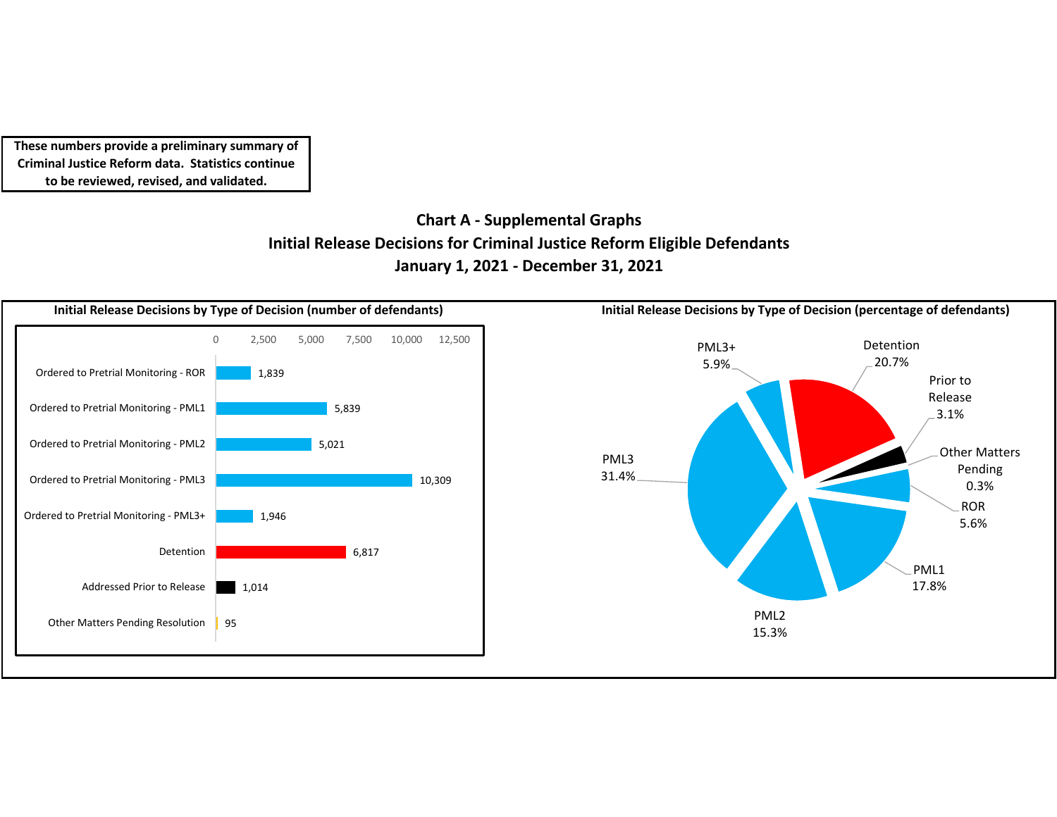**These numbers provide a preliminary summary of Criminal Justice Reform data. Statistics continue to be reviewed, revised, and validated.**

## Chart A - Supplemental Graphs
## Initial Release Decisions for Criminal Justice Reform Eligible Defendants
## January 1, 2021 - December 31, 2021

### Initial Release Decisions by Type of Decision (number of defendants)

| Type of Decision | Number of Defendants |
|---|---|
| Ordered to Pretrial Monitoring - ROR | 1,839 |
| Ordered to Pretrial Monitoring - PML1 | 5,839 |
| Ordered to Pretrial Monitoring - PML2 | 5,021 |
| Ordered to Pretrial Monitoring - PML3 | 10,309 |
| Ordered to Pretrial Monitoring - PML3+ | 1,946 |
| Detention | 6,817 |
| Addressed Prior to Release | 1,014 |
| Other Matters Pending Resolution | 95 |

### Initial Release Decisions by Type of Decision (percentage of defendants)

| Type of Decision | Percentage |
|---|---|
| Detention | 20.7% |
| Prior to Release | 3.1% |
| Other Matters Pending | 0.3% |
| ROR | 5.6% |
| PML1 | 17.8% |
| PML2 | 15.3% |
| PML3 | 31.4% |
| PML3+ | 5.9% |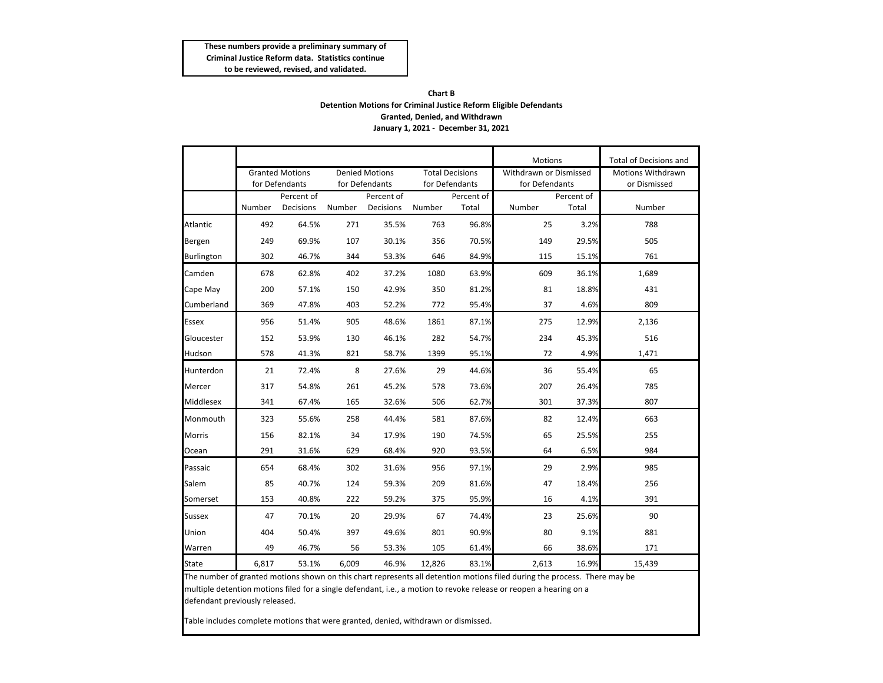**These numbers provide a preliminary summary of Criminal Justice Reform data. Statistics continue to be reviewed, revised, and validated.**

**Chart B**
**Detention Motions for Criminal Justice Reform Eligible Defendants**
**Granted, Denied, and Withdrawn**
**January 1, 2021 - December 31, 2021**

| | Granted Motions for Defendants | | Denied Motions for Defendants | | Total Decisions for Defendants | | Motions Withdrawn or Dismissed for Defendants | | Total of Decisions and Motions Withdrawn or Dismissed |
|---|---|---|---|---|---|---|---|---|---|
| | Number | Percent of Decisions | Number | Percent of Decisions | Number | Percent of Total | Number | Percent of Total | Number |
| Atlantic | 492 | 64.5% | 271 | 35.5% | 763 | 96.8% | 25 | 3.2% | 788 |
| Bergen | 249 | 69.9% | 107 | 30.1% | 356 | 70.5% | 149 | 29.5% | 505 |
| Burlington | 302 | 46.7% | 344 | 53.3% | 646 | 84.9% | 115 | 15.1% | 761 |
| Camden | 678 | 62.8% | 402 | 37.2% | 1080 | 63.9% | 609 | 36.1% | 1,689 |
| Cape May | 200 | 57.1% | 150 | 42.9% | 350 | 81.2% | 81 | 18.8% | 431 |
| Cumberland | 369 | 47.8% | 403 | 52.2% | 772 | 95.4% | 37 | 4.6% | 809 |
| Essex | 956 | 51.4% | 905 | 48.6% | 1861 | 87.1% | 275 | 12.9% | 2,136 |
| Gloucester | 152 | 53.9% | 130 | 46.1% | 282 | 54.7% | 234 | 45.3% | 516 |
| Hudson | 578 | 41.3% | 821 | 58.7% | 1399 | 95.1% | 72 | 4.9% | 1,471 |
| Hunterdon | 21 | 72.4% | 8 | 27.6% | 29 | 44.6% | 36 | 55.4% | 65 |
| Mercer | 317 | 54.8% | 261 | 45.2% | 578 | 73.6% | 207 | 26.4% | 785 |
| Middlesex | 341 | 67.4% | 165 | 32.6% | 506 | 62.7% | 301 | 37.3% | 807 |
| Monmouth | 323 | 55.6% | 258 | 44.4% | 581 | 87.6% | 82 | 12.4% | 663 |
| Morris | 156 | 82.1% | 34 | 17.9% | 190 | 74.5% | 65 | 25.5% | 255 |
| Ocean | 291 | 31.6% | 629 | 68.4% | 920 | 93.5% | 64 | 6.5% | 984 |
| Passaic | 654 | 68.4% | 302 | 31.6% | 956 | 97.1% | 29 | 2.9% | 985 |
| Salem | 85 | 40.7% | 124 | 59.3% | 209 | 81.6% | 47 | 18.4% | 256 |
| Somerset | 153 | 40.8% | 222 | 59.2% | 375 | 95.9% | 16 | 4.1% | 391 |
| Sussex | 47 | 70.1% | 20 | 29.9% | 67 | 74.4% | 23 | 25.6% | 90 |
| Union | 404 | 50.4% | 397 | 49.6% | 801 | 90.9% | 80 | 9.1% | 881 |
| Warren | 49 | 46.7% | 56 | 53.3% | 105 | 61.4% | 66 | 38.6% | 171 |
| State | 6,817 | 53.1% | 6,009 | 46.9% | 12,826 | 83.1% | 2,613 | 16.9% | 15,439 |

The number of granted motions shown on this chart represents all detention motions filed during the process. There may be multiple detention motions filed for a single defendant, i.e., a motion to revoke release or reopen a hearing on a defendant previously released.

Table includes complete motions that were granted, denied, withdrawn or dismissed.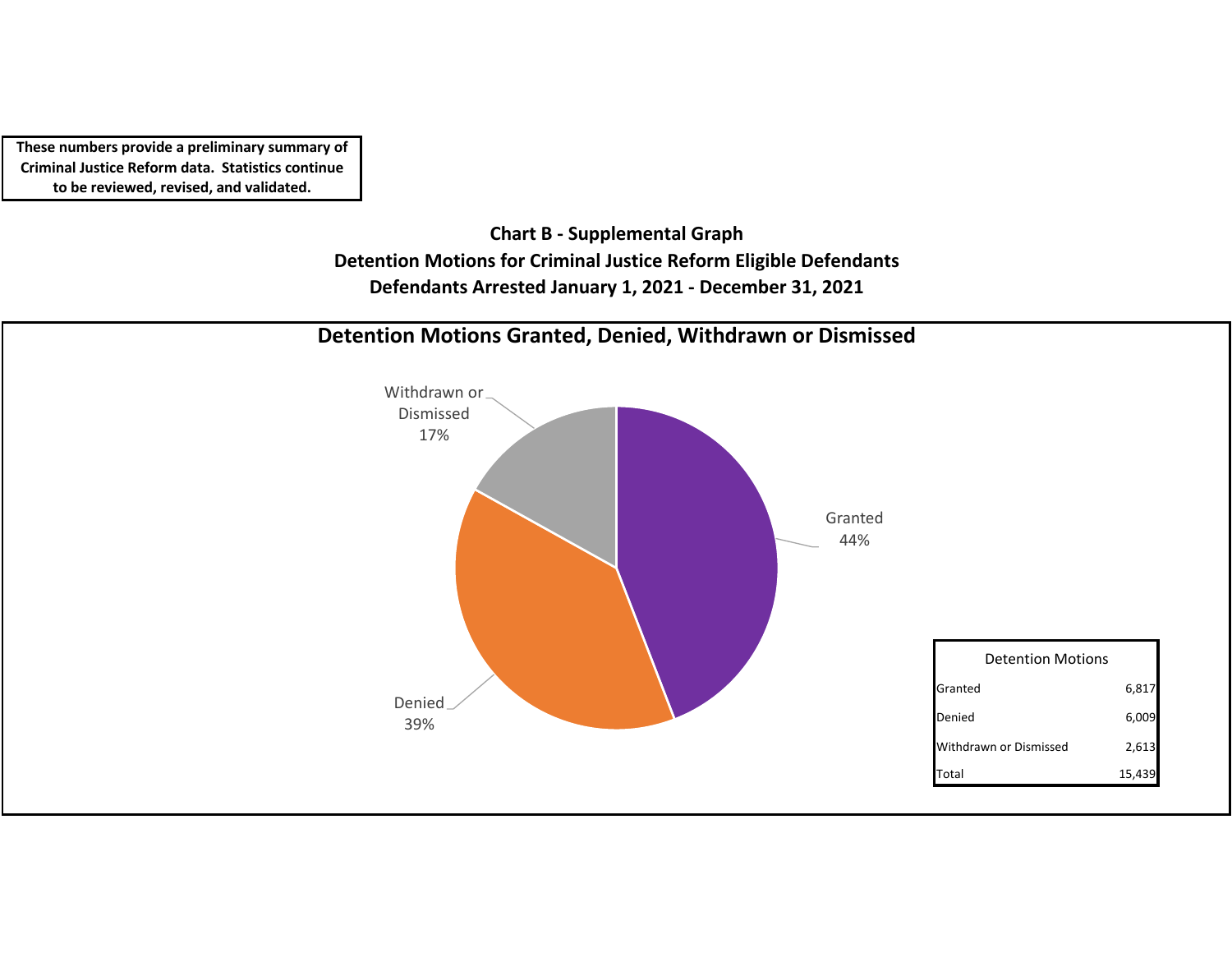**These numbers provide a preliminary summary of Criminal Justice Reform data. Statistics continue to be reviewed, revised, and validated.**

## Chart B - Supplemental Graph
## Detention Motions for Criminal Justice Reform Eligible Defendants
## Defendants Arrested January 1, 2021 - December 31, 2021

### Detention Motions Granted, Denied, Withdrawn or Dismissed

Withdrawn or Dismissed 17%

Granted 44%

Denied 39%

| Detention Motions | |
|---|---|
| Granted | 6,817 |
| Denied | 6,009 |
| Withdrawn or Dismissed | 2,613 |
| Total | 15,439 |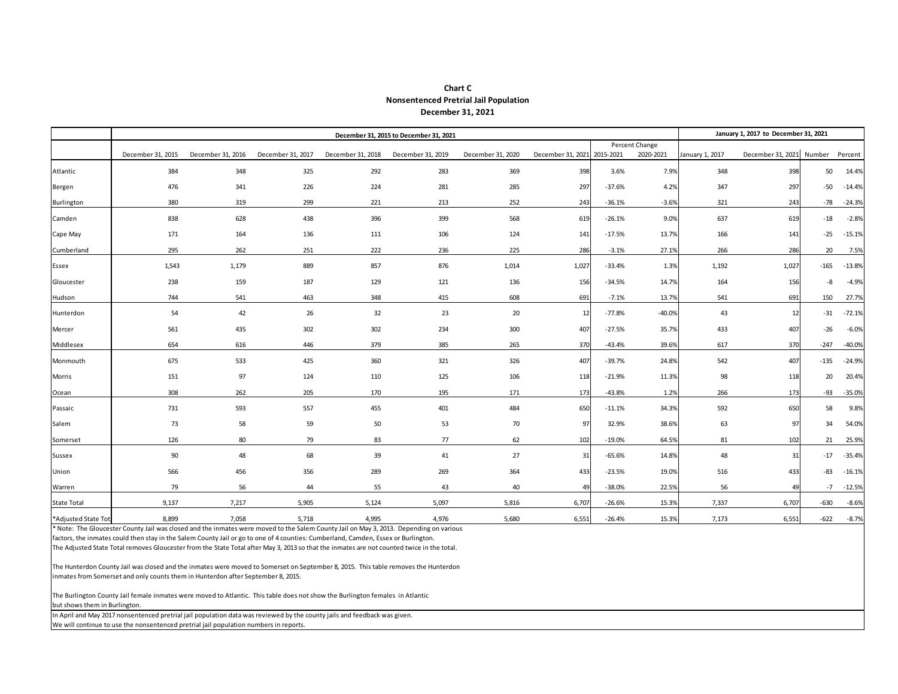**Chart C**
**Nonsentenced Pretrial Jail Population**
**December 31, 2021**

| | December 31, 2015 to December 31, 2021 | | | | | | | | | January 1, 2017 to December 31, 2021 | | | |
|---|---|---|---|---|---|---|---|---|---|---|---|---|---|
| | | | | | | | | Percent Change | | | | | |
| | December 31, 2015 | December 31, 2016 | December 31, 2017 | December 31, 2018 | December 31, 2019 | December 31, 2020 | December 31, 2021 | 2015-2021 | 2020-2021 | January 1, 2017 | December 31, 2021 | Number | Percent |
| Atlantic | 384 | 348 | 325 | 292 | 283 | 369 | 398 | 3.6% | 7.9% | 348 | 398 | 50 | 14.4% |
| Bergen | 476 | 341 | 226 | 224 | 281 | 285 | 297 | -37.6% | 4.2% | 347 | 297 | -50 | -14.4% |
| Burlington | 380 | 319 | 299 | 221 | 213 | 252 | 243 | -36.1% | -3.6% | 321 | 243 | -78 | -24.3% |
| Camden | 838 | 628 | 438 | 396 | 399 | 568 | 619 | -26.1% | 9.0% | 637 | 619 | -18 | -2.8% |
| Cape May | 171 | 164 | 136 | 111 | 106 | 124 | 141 | -17.5% | 13.7% | 166 | 141 | -25 | -15.1% |
| Cumberland | 295 | 262 | 251 | 222 | 236 | 225 | 286 | -3.1% | 27.1% | 266 | 286 | 20 | 7.5% |
| Essex | 1,543 | 1,179 | 889 | 857 | 876 | 1,014 | 1,027 | -33.4% | 1.3% | 1,192 | 1,027 | -165 | -13.8% |
| Gloucester | 238 | 159 | 187 | 129 | 121 | 136 | 156 | -34.5% | 14.7% | 164 | 156 | -8 | -4.9% |
| Hudson | 744 | 541 | 463 | 348 | 415 | 608 | 691 | -7.1% | 13.7% | 541 | 691 | 150 | 27.7% |
| Hunterdon | 54 | 42 | 26 | 32 | 23 | 20 | 12 | -77.8% | -40.0% | 43 | 12 | -31 | -72.1% |
| Mercer | 561 | 435 | 302 | 302 | 234 | 300 | 407 | -27.5% | 35.7% | 433 | 407 | -26 | -6.0% |
| Middlesex | 654 | 616 | 446 | 379 | 385 | 265 | 370 | -43.4% | 39.6% | 617 | 370 | -247 | -40.0% |
| Monmouth | 675 | 533 | 425 | 360 | 321 | 326 | 407 | -39.7% | 24.8% | 542 | 407 | -135 | -24.9% |
| Morris | 151 | 97 | 124 | 110 | 125 | 106 | 118 | -21.9% | 11.3% | 98 | 118 | 20 | 20.4% |
| Ocean | 308 | 262 | 205 | 170 | 195 | 171 | 173 | -43.8% | 1.2% | 266 | 173 | -93 | -35.0% |
| Passaic | 731 | 593 | 557 | 455 | 401 | 484 | 650 | -11.1% | 34.3% | 592 | 650 | 58 | 9.8% |
| Salem | 73 | 58 | 59 | 50 | 53 | 70 | 97 | 32.9% | 38.6% | 63 | 97 | 34 | 54.0% |
| Somerset | 126 | 80 | 79 | 83 | 77 | 62 | 102 | -19.0% | 64.5% | 81 | 102 | 21 | 25.9% |
| Sussex | 90 | 48 | 68 | 39 | 41 | 27 | 31 | -65.6% | 14.8% | 48 | 31 | -17 | -35.4% |
| Union | 566 | 456 | 356 | 289 | 269 | 364 | 433 | -23.5% | 19.0% | 516 | 433 | -83 | -16.1% |
| Warren | 79 | 56 | 44 | 55 | 43 | 40 | 49 | -38.0% | 22.5% | 56 | 49 | -7 | -12.5% |
| State Total | 9,137 | 7,217 | 5,905 | 5,124 | 5,097 | 5,816 | 6,707 | -26.6% | 15.3% | 7,337 | 6,707 | -630 | -8.6% |
| *Adjusted State Tot | 8,899 | 7,058 | 5,718 | 4,995 | 4,976 | 5,680 | 6,551 | -26.4% | 15.3% | 7,173 | 6,551 | -622 | -8.7% |

* Note: The Gloucester County Jail was closed and the inmates were moved to the Salem County Jail on May 3, 2013. Depending on various factors, the inmates could then stay in the Salem County Jail or go to one of 4 counties: Cumberland, Camden, Essex or Burlington. The Adjusted State Total removes Gloucester from the State Total after May 3, 2013 so that the inmates are not counted twice in the total.

The Hunterdon County Jail was closed and the inmates were moved to Somerset on September 8, 2015. This table removes the Hunterdon inmates from Somerset and only counts them in Hunterdon after September 8, 2015.

The Burlington County Jail female inmates were moved to Atlantic. This table does not show the Burlington females in Atlantic but shows them in Burlington.

In April and May 2017 nonsentenced pretrial jail population data was reviewed by the county jails and feedback was given. We will continue to use the nonsentenced pretrial jail population numbers in reports.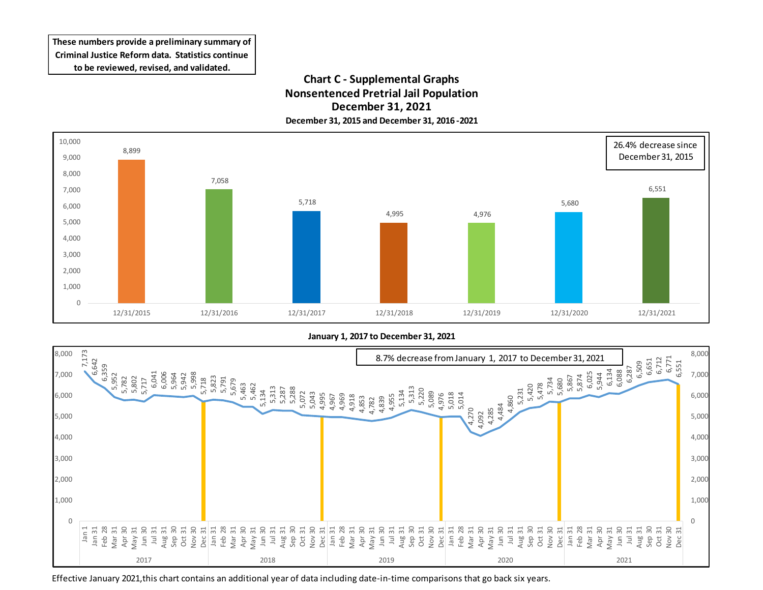**These numbers provide a preliminary summary of Criminal Justice Reform data. Statistics continue to be reviewed, revised, and validated.**

## Chart C - Supplemental Graphs
## Nonsentenced Pretrial Jail Population
## December 31, 2021

**December 31, 2015 and December 31, 2016 -2021**

| Date | Population |
|---|---|
| 12/31/2015 | 8,899 |
| 12/31/2016 | 7,058 |
| 12/31/2017 | 5,718 |
| 12/31/2018 | 4,995 |
| 12/31/2019 | 4,976 |
| 12/31/2020 | 5,680 |
| 12/31/2021 | 6,551 |

26.4% decrease since December 31, 2015

**January 1, 2017 to December 31, 2021**

8.7% decrease from January 1, 2017 to December 31, 2021

| Date | 2017 | 2018 | 2019 | 2020 | 2021 |
|---|---|---|---|---|---|
| Jan 1 | 7,173 | | | | |
| Jan 31 | 6,642 | 5,823 | 4,967 | 5,018 | 5,867 |
| Feb 28 | 6,359 | 5,791 | 4,969 | 5,014 | 5,874 |
| Mar 31 | 5,952 | 5,679 | 4,918 | 4,270 | 6,025 |
| Apr 30 | 5,782 | 5,463 | 4,853 | 4,092 | 5,944 |
| May 31 | 5,802 | 5,462 | 4,782 | 4,285 | 6,134 |
| Jun 30 | 5,717 | 5,134 | 4,839 | 4,484 | 6,088 |
| Jul 31 | 6,041 | 5,313 | 4,955 | 4,860 | 6,287 |
| Aug 31 | 6,006 | 5,287 | 5,134 | 5,231 | 6,509 |
| Sep 30 | 5,964 | 5,288 | 5,313 | 5,420 | 6,651 |
| Oct 31 | 5,942 | 5,072 | 5,220 | 5,478 | 6,712 |
| Nov 30 | 5,998 | 5,043 | 5,089 | 5,734 | 6,771 |
| Dec 31 | 5,718 | 4,995 | 4,976 | 5,680 | 6,551 |

Effective January 2021,this chart contains an additional year of data including date-in-time comparisons that go back six years.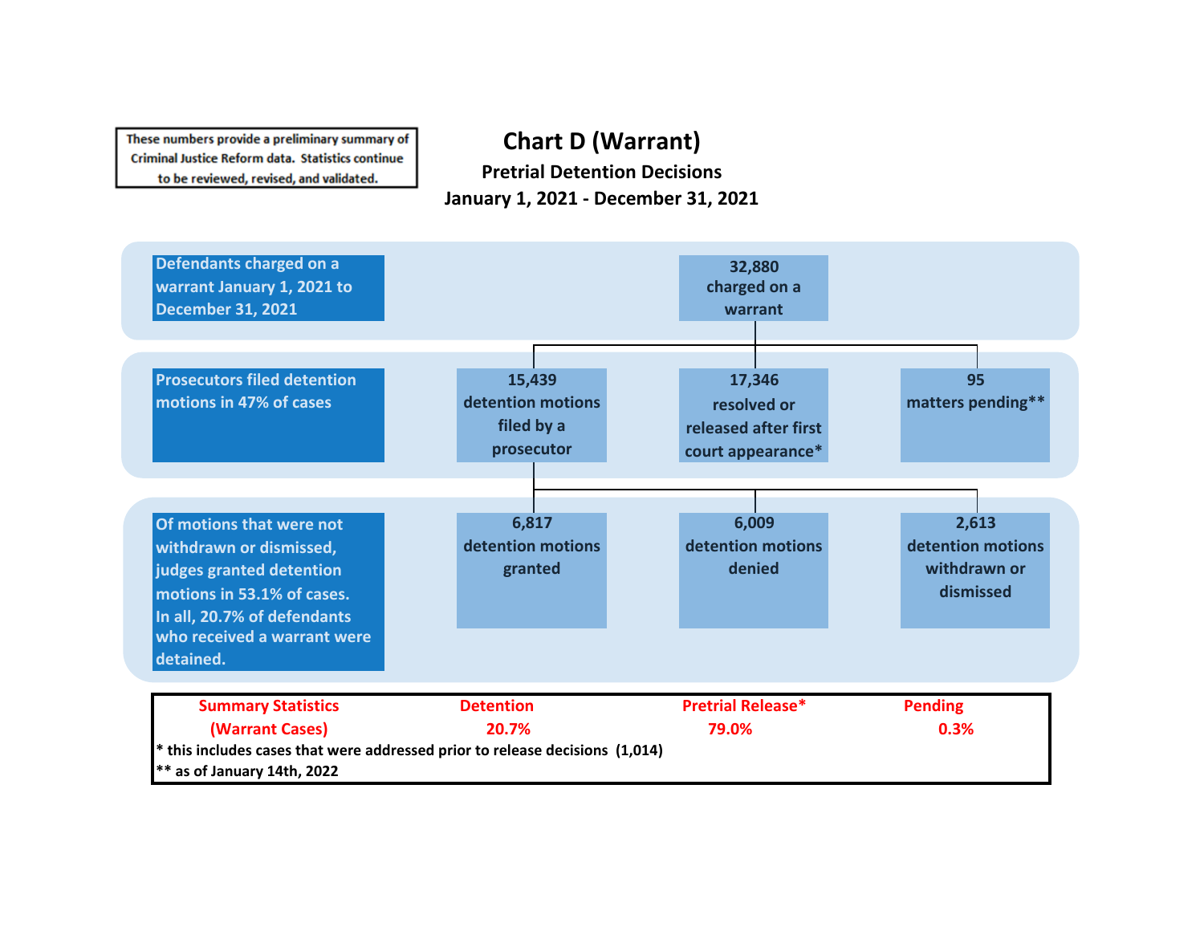These numbers provide a preliminary summary of Criminal Justice Reform data. Statistics continue to be reviewed, revised, and validated.

# Chart D (Warrant)

## Pretrial Detention Decisions

### January 1, 2021 - December 31, 2021

**Defendants charged on a warrant January 1, 2021 to December 31, 2021**

- 32,880 charged on a warrant

**Prosecutors filed detention motions in 47% of cases**

- 15,439 detention motions filed by a prosecutor
- 17,346 resolved or released after first court appearance*
- 95 matters pending**

**Of motions that were not withdrawn or dismissed, judges granted detention motions in 53.1% of cases. In all, 20.7% of defendants who received a warrant were detained.**

- 6,817 detention motions granted
- 6,009 detention motions denied
- 2,613 detention motions withdrawn or dismissed

| Summary Statistics (Warrant Cases) | Detention | Pretrial Release* | Pending |
|---|---|---|---|
| | 20.7% | 79.0% | 0.3% |

\* this includes cases that were addressed prior to release decisions (1,014)

\*\* as of January 14th, 2022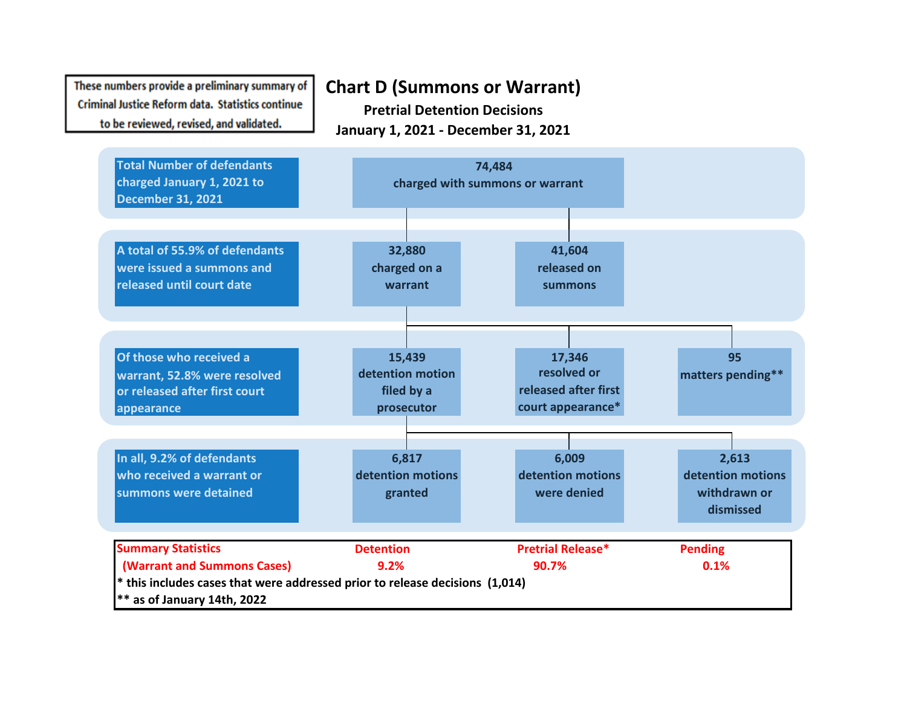These numbers provide a preliminary summary of Criminal Justice Reform data. Statistics continue to be reviewed, revised, and validated.

# Chart D (Summons or Warrant)

**Pretrial Detention Decisions**

**January 1, 2021 - December 31, 2021**

**Total Number of defendants charged January 1, 2021 to December 31, 2021**

- **74,484** charged with summons or warrant

**A total of 55.9% of defendants were issued a summons and released until court date**

- **32,880** charged on a warrant
- **41,604** released on summons

**Of those who received a warrant, 52.8% were resolved or released after first court appearance**

- **15,439** detention motion filed by a prosecutor
- **17,346** resolved or released after first court appearance*
- **95** matters pending**

**In all, 9.2% of defendants who received a warrant or summons were detained**

- **6,817** detention motions granted
- **6,009** detention motions were denied
- **2,613** detention motions withdrawn or dismissed

| Summary Statistics (Warrant and Summons Cases) | Detention | Pretrial Release* | Pending |
|---|---|---|---|
| | 9.2% | 90.7% | 0.1% |

* this includes cases that were addressed prior to release decisions (1,014)

** as of January 14th, 2022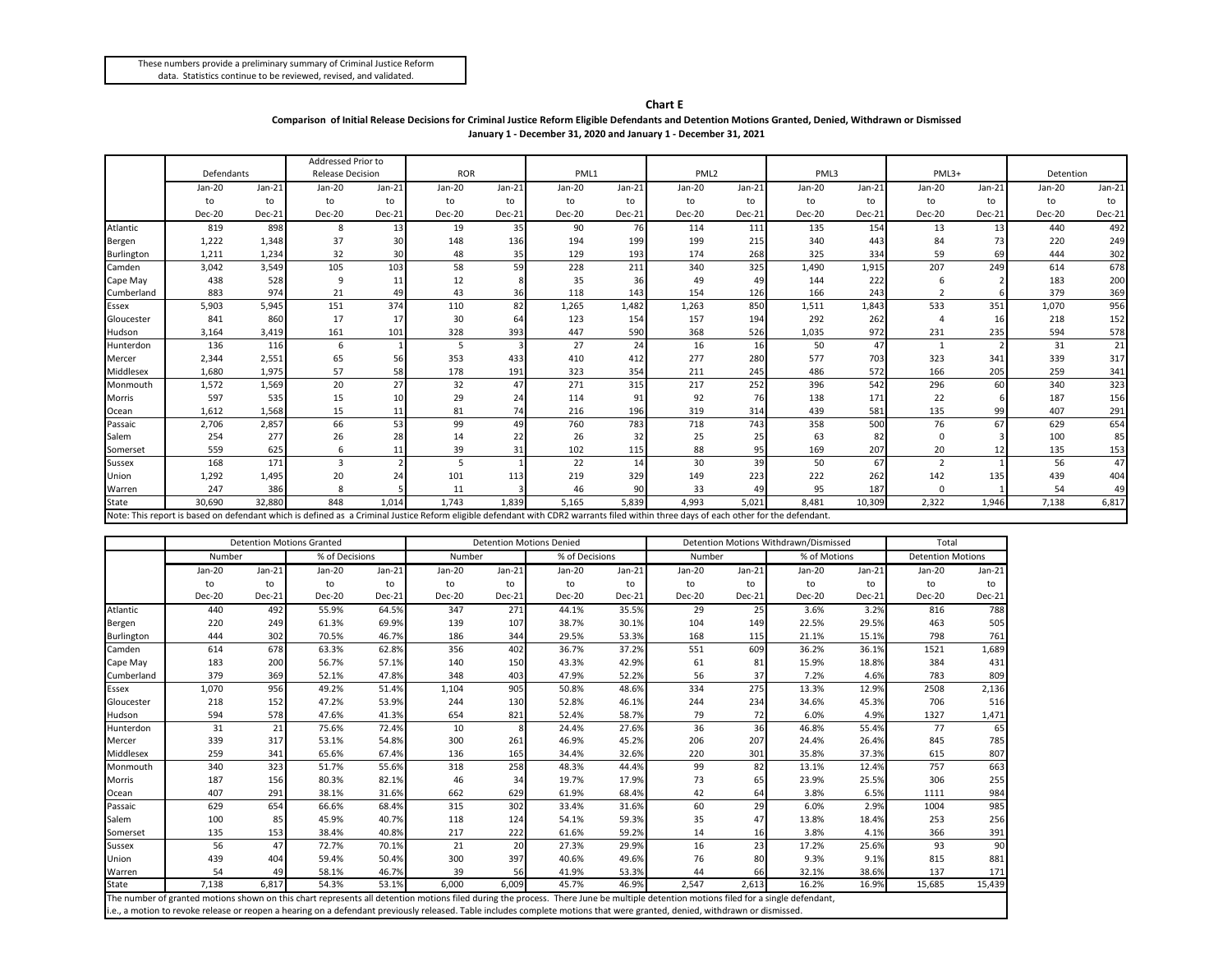These numbers provide a preliminary summary of Criminal Justice Reform data. Statistics continue to be reviewed, revised, and validated.

**Chart E**

**Comparison of Initial Release Decisions for Criminal Justice Reform Eligible Defendants and Detention Motions Granted, Denied, Withdrawn or Dismissed**

**January 1 - December 31, 2020 and January 1 - December 31, 2021**

| | Defendants | | Addressed Prior to Release Decision | | ROR | | PML1 | | PML2 | | PML3 | | PML3+ | | Detention | |
|---|---|---|---|---|---|---|---|---|---|---|---|---|---|---|---|---|
| | Jan-20 to Dec-20 | Jan-21 to Dec-21 | Jan-20 to Dec-20 | Jan-21 to Dec-21 | Jan-20 to Dec-20 | Jan-21 to Dec-21 | Jan-20 to Dec-20 | Jan-21 to Dec-21 | Jan-20 to Dec-20 | Jan-21 to Dec-21 | Jan-20 to Dec-20 | Jan-21 to Dec-21 | Jan-20 to Dec-20 | Jan-21 to Dec-21 | Jan-20 to Dec-20 | Jan-21 to Dec-21 |
| Atlantic | 819 | 898 | 8 | 13 | 19 | 35 | 90 | 76 | 114 | 111 | 135 | 154 | 13 | 13 | 440 | 492 |
| Bergen | 1,222 | 1,348 | 37 | 30 | 148 | 136 | 194 | 199 | 199 | 215 | 340 | 443 | 84 | 73 | 220 | 249 |
| Burlington | 1,211 | 1,234 | 32 | 30 | 48 | 35 | 129 | 193 | 174 | 268 | 325 | 334 | 59 | 69 | 444 | 302 |
| Camden | 3,042 | 3,549 | 105 | 103 | 58 | 59 | 228 | 211 | 340 | 325 | 1,490 | 1,915 | 207 | 249 | 614 | 678 |
| Cape May | 438 | 528 | 9 | 11 | 12 | 8 | 35 | 36 | 49 | 49 | 144 | 222 | 6 | 2 | 183 | 200 |
| Cumberland | 883 | 974 | 21 | 49 | 43 | 36 | 118 | 143 | 154 | 126 | 166 | 243 | 2 | 6 | 379 | 369 |
| Essex | 5,903 | 5,945 | 151 | 374 | 110 | 82 | 1,265 | 1,482 | 1,263 | 850 | 1,511 | 1,843 | 533 | 351 | 1,070 | 956 |
| Gloucester | 841 | 860 | 17 | 17 | 30 | 64 | 123 | 154 | 157 | 194 | 292 | 262 | 4 | 16 | 218 | 152 |
| Hudson | 3,164 | 3,419 | 161 | 101 | 328 | 393 | 447 | 590 | 368 | 526 | 1,035 | 972 | 231 | 235 | 594 | 578 |
| Hunterdon | 136 | 116 | 6 | 1 | 5 | 3 | 27 | 24 | 16 | 16 | 50 | 47 | 1 | 2 | 31 | 21 |
| Mercer | 2,344 | 2,551 | 65 | 56 | 353 | 433 | 410 | 412 | 277 | 280 | 577 | 703 | 323 | 341 | 339 | 317 |
| Middlesex | 1,680 | 1,975 | 57 | 58 | 178 | 191 | 323 | 354 | 211 | 245 | 486 | 572 | 166 | 205 | 259 | 341 |
| Monmouth | 1,572 | 1,569 | 20 | 27 | 32 | 47 | 271 | 315 | 217 | 252 | 396 | 542 | 296 | 60 | 340 | 323 |
| Morris | 597 | 535 | 15 | 10 | 29 | 24 | 114 | 91 | 92 | 76 | 138 | 171 | 22 | 6 | 187 | 156 |
| Ocean | 1,612 | 1,568 | 15 | 11 | 81 | 74 | 216 | 196 | 319 | 314 | 439 | 581 | 135 | 99 | 407 | 291 |
| Passaic | 2,706 | 2,857 | 66 | 53 | 99 | 49 | 760 | 783 | 718 | 743 | 358 | 500 | 76 | 67 | 629 | 654 |
| Salem | 254 | 277 | 26 | 28 | 14 | 22 | 26 | 32 | 25 | 25 | 63 | 82 | 0 | 3 | 100 | 85 |
| Somerset | 559 | 625 | 6 | 11 | 39 | 31 | 102 | 115 | 88 | 95 | 169 | 207 | 20 | 12 | 135 | 153 |
| Sussex | 168 | 171 | 3 | 2 | 5 | 1 | 22 | 14 | 30 | 39 | 50 | 67 | 2 | 1 | 56 | 47 |
| Union | 1,292 | 1,495 | 20 | 24 | 101 | 113 | 219 | 329 | 149 | 223 | 222 | 262 | 142 | 135 | 439 | 404 |
| Warren | 247 | 386 | 8 | 5 | 11 | 3 | 46 | 90 | 33 | 49 | 95 | 187 | 0 | 1 | 54 | 49 |
| State | 30,690 | 32,880 | 848 | 1,014 | 1,743 | 1,839 | 5,165 | 5,839 | 4,993 | 5,021 | 8,481 | 10,309 | 2,322 | 1,946 | 7,138 | 6,817 |

Note: This report is based on defendant which is defined as a Criminal Justice Reform eligible defendant with CDR2 warrants filed within three days of each other for the defendant.

| | Detention Motions Granted | | | | Detention Motions Denied | | | | Detention Motions Withdrawn/Dismissed | | | | Total Detention Motions | |
|---|---|---|---|---|---|---|---|---|---|---|---|---|---|---|
| | Number | | % of Decisions | | Number | | % of Decisions | | Number | | % of Motions | | | |
| | Jan-20 to Dec-20 | Jan-21 to Dec-21 | Jan-20 to Dec-20 | Jan-21 to Dec-21 | Jan-20 to Dec-20 | Jan-21 to Dec-21 | Jan-20 to Dec-20 | Jan-21 to Dec-21 | Jan-20 to Dec-20 | Jan-21 to Dec-21 | Jan-20 to Dec-20 | Jan-21 to Dec-21 | Jan-20 to Dec-20 | Jan-21 to Dec-21 |
| Atlantic | 440 | 492 | 55.9% | 64.5% | 347 | 271 | 44.1% | 35.5% | 29 | 25 | 3.6% | 3.2% | 816 | 788 |
| Bergen | 220 | 249 | 61.3% | 69.9% | 139 | 107 | 38.7% | 30.1% | 104 | 149 | 22.5% | 29.5% | 463 | 505 |
| Burlington | 444 | 302 | 70.5% | 46.7% | 186 | 344 | 29.5% | 53.3% | 168 | 115 | 21.1% | 15.1% | 798 | 761 |
| Camden | 614 | 678 | 63.3% | 62.8% | 356 | 402 | 36.7% | 37.2% | 551 | 609 | 36.2% | 36.1% | 1521 | 1,689 |
| Cape May | 183 | 200 | 56.7% | 57.1% | 140 | 150 | 43.3% | 42.9% | 61 | 81 | 15.9% | 18.8% | 384 | 431 |
| Cumberland | 379 | 369 | 52.1% | 47.8% | 348 | 403 | 47.9% | 52.2% | 56 | 37 | 7.2% | 4.6% | 783 | 809 |
| Essex | 1,070 | 956 | 49.2% | 51.4% | 1,104 | 905 | 50.8% | 48.6% | 334 | 275 | 13.3% | 12.9% | 2508 | 2,136 |
| Gloucester | 218 | 152 | 47.2% | 53.9% | 244 | 130 | 52.8% | 46.1% | 244 | 234 | 34.6% | 45.3% | 706 | 516 |
| Hudson | 594 | 578 | 47.6% | 41.3% | 654 | 821 | 52.4% | 58.7% | 79 | 72 | 6.0% | 4.9% | 1327 | 1,471 |
| Hunterdon | 31 | 21 | 75.6% | 72.4% | 10 | 8 | 24.4% | 27.6% | 36 | 36 | 46.8% | 55.4% | 77 | 65 |
| Mercer | 339 | 317 | 53.1% | 54.8% | 300 | 261 | 46.9% | 45.2% | 206 | 207 | 24.4% | 26.4% | 845 | 785 |
| Middlesex | 259 | 341 | 65.6% | 67.4% | 136 | 165 | 34.4% | 32.6% | 220 | 301 | 35.8% | 37.3% | 615 | 807 |
| Monmouth | 340 | 323 | 51.7% | 55.6% | 318 | 258 | 48.3% | 44.4% | 99 | 82 | 13.1% | 12.4% | 757 | 663 |
| Morris | 187 | 156 | 80.3% | 82.1% | 46 | 34 | 19.7% | 17.9% | 73 | 65 | 23.9% | 25.5% | 306 | 255 |
| Ocean | 407 | 291 | 38.1% | 31.6% | 662 | 629 | 61.9% | 68.4% | 42 | 64 | 3.8% | 6.5% | 1111 | 984 |
| Passaic | 629 | 654 | 66.6% | 68.4% | 315 | 302 | 33.4% | 31.6% | 60 | 29 | 6.0% | 2.9% | 1004 | 985 |
| Salem | 100 | 85 | 45.9% | 40.7% | 118 | 124 | 54.1% | 59.3% | 35 | 47 | 13.8% | 18.4% | 253 | 256 |
| Somerset | 135 | 153 | 38.4% | 40.8% | 217 | 222 | 61.6% | 59.2% | 14 | 16 | 3.8% | 4.1% | 366 | 391 |
| Sussex | 56 | 47 | 72.7% | 70.1% | 21 | 20 | 27.3% | 29.9% | 16 | 23 | 17.2% | 25.6% | 93 | 90 |
| Union | 439 | 404 | 59.4% | 50.4% | 300 | 397 | 40.6% | 49.6% | 76 | 80 | 9.3% | 9.1% | 815 | 881 |
| Warren | 54 | 49 | 58.1% | 46.7% | 39 | 56 | 41.9% | 53.3% | 44 | 66 | 32.1% | 38.6% | 137 | 171 |
| State | 7,138 | 6,817 | 54.3% | 53.1% | 6,000 | 6,009 | 45.7% | 46.9% | 2,547 | 2,613 | 16.2% | 16.9% | 15,685 | 15,439 |

The number of granted motions shown on this chart represents all detention motions filed during the process. There June be multiple detention motions filed for a single defendant, i.e., a motion to revoke release or reopen a hearing on a defendant previously released. Table includes complete motions that were granted, denied, withdrawn or dismissed.